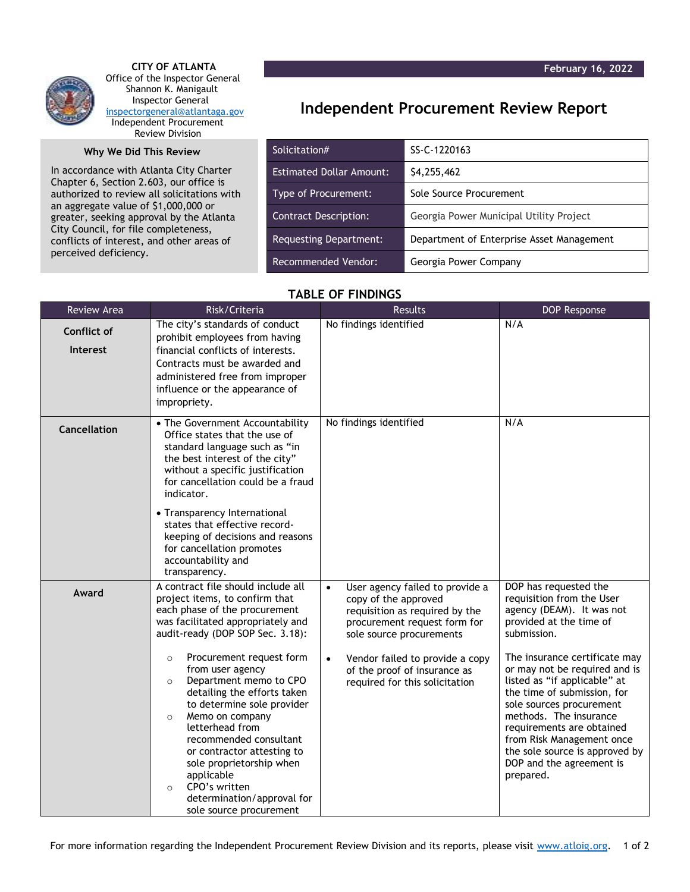**CITY OF ATLANTA**
Office of the Inspector General
Shannon K. Manigault
Inspector General
inspectorgeneral@atlantaga.gov
Independent Procurement Review Division

February 16, 2022

# Independent Procurement Review Report

## Why We Did This Review

In accordance with Atlanta City Charter Chapter 6, Section 2.603, our office is authorized to review all solicitations with an aggregate value of $1,000,000 or greater, seeking approval by the Atlanta City Council, for file completeness, conflicts of interest, and other areas of perceived deficiency.

| | |
|---|---|
| Solicitation# | SS-C-1220163 |
| Estimated Dollar Amount: | $4,255,462 |
| Type of Procurement: | Sole Source Procurement |
| Contract Description: | Georgia Power Municipal Utility Project |
| Requesting Department: | Department of Enterprise Asset Management |
| Recommended Vendor: | Georgia Power Company |

## TABLE OF FINDINGS

| Review Area | Risk/Criteria | Results | DOP Response |
|---|---|---|---|
| **Conflict of Interest** | The city's standards of conduct prohibit employees from having financial conflicts of interests. Contracts must be awarded and administered free from improper influence or the appearance of impropriety. | No findings identified | N/A |
| **Cancellation** | • The Government Accountability Office states that the use of standard language such as "in the best interest of the city" without a specific justification for cancellation could be a fraud indicator.<br><br>• Transparency International states that effective record-keeping of decisions and reasons for cancellation promotes accountability and transparency. | No findings identified | N/A |
| **Award** | A contract file should include all project items, to confirm that each phase of the procurement was facilitated appropriately and audit-ready (DOP SOP Sec. 3.18):<br>○ Procurement request form from user agency<br>○ Department memo to CPO detailing the efforts taken to determine sole provider<br>○ Memo on company letterhead from recommended consultant or contractor attesting to sole proprietorship when applicable<br>○ CPO's written determination/approval for sole source procurement | • User agency failed to provide a copy of the approved requisition as required by the procurement request form for sole source procurements<br><br>• Vendor failed to provide a copy of the proof of insurance as required for this solicitation | DOP has requested the requisition from the User agency (DEAM). It was not provided at the time of submission.<br><br>The insurance certificate may or may not be required and is listed as "if applicable" at the time of submission, for sole sources procurement methods. The insurance requirements are obtained from Risk Management once the sole source is approved by DOP and the agreement is prepared. |

For more information regarding the Independent Procurement Review Division and its reports, please visit www.atloig.org.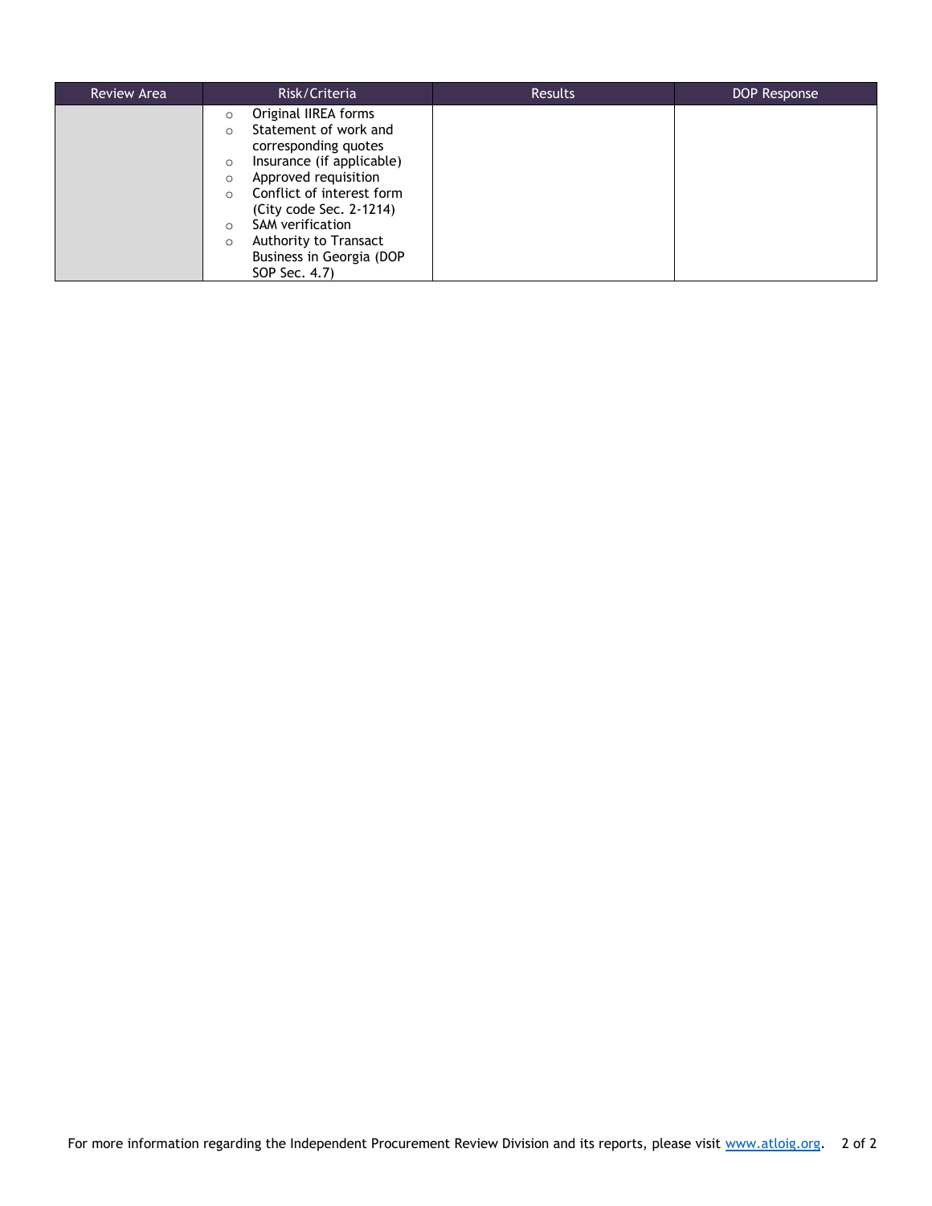| Review Area | Risk/Criteria | Results | DOP Response |
| --- | --- | --- | --- |
| | ○ Original IIREA forms<br>○ Statement of work and corresponding quotes<br>○ Insurance (if applicable)<br>○ Approved requisition<br>○ Conflict of interest form (City code Sec. 2-1214)<br>○ SAM verification<br>○ Authority to Transact Business in Georgia (DOP SOP Sec. 4.7) | | |

For more information regarding the Independent Procurement Review Division and its reports, please visit www.atloig.org.